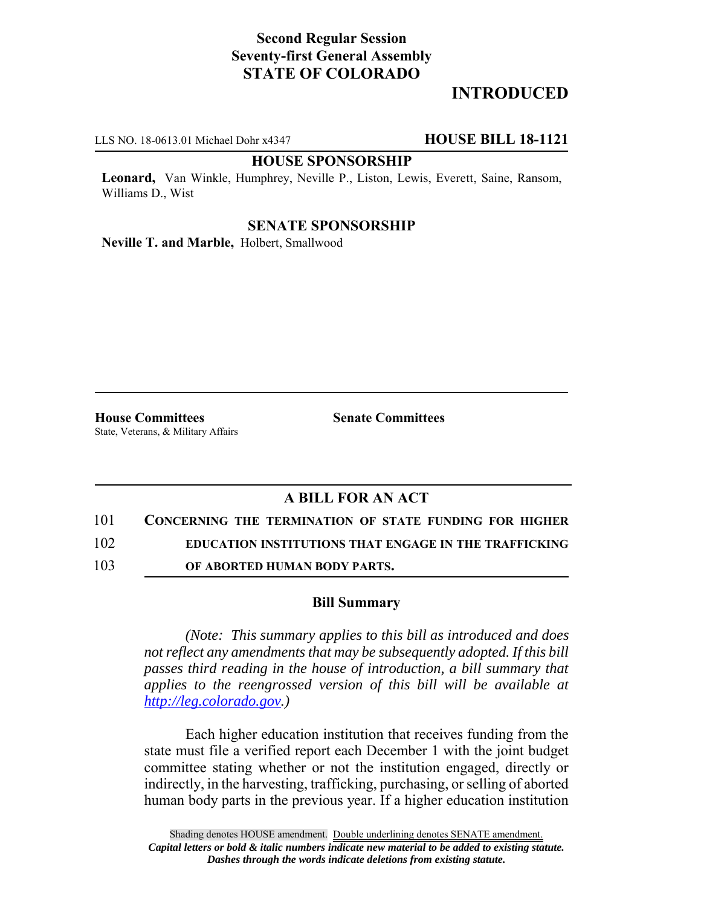**Second Regular Session**
**Seventy-first General Assembly**
**STATE OF COLORADO**

# INTRODUCED

LLS NO. 18-0613.01 Michael Dohr x4347 **HOUSE BILL 18-1121**

**HOUSE SPONSORSHIP**

**Leonard,** Van Winkle, Humphrey, Neville P., Liston, Lewis, Everett, Saine, Ransom, Williams D., Wist

**SENATE SPONSORSHIP**

**Neville T. and Marble,** Holbert, Smallwood

**House Committees**
State, Veterans, & Military Affairs

**Senate Committees**

## A BILL FOR AN ACT

101 **CONCERNING THE TERMINATION OF STATE FUNDING FOR HIGHER**
102 **EDUCATION INSTITUTIONS THAT ENGAGE IN THE TRAFFICKING**
103 **OF ABORTED HUMAN BODY PARTS.**

### Bill Summary

*(Note: This summary applies to this bill as introduced and does not reflect any amendments that may be subsequently adopted. If this bill passes third reading in the house of introduction, a bill summary that applies to the reengrossed version of this bill will be available at http://leg.colorado.gov.)*

Each higher education institution that receives funding from the state must file a verified report each December 1 with the joint budget committee stating whether or not the institution engaged, directly or indirectly, in the harvesting, trafficking, purchasing, or selling of aborted human body parts in the previous year. If a higher education institution

Shading denotes HOUSE amendment. Double underlining denotes SENATE amendment.
*Capital letters or bold & italic numbers indicate new material to be added to existing statute.*
*Dashes through the words indicate deletions from existing statute.*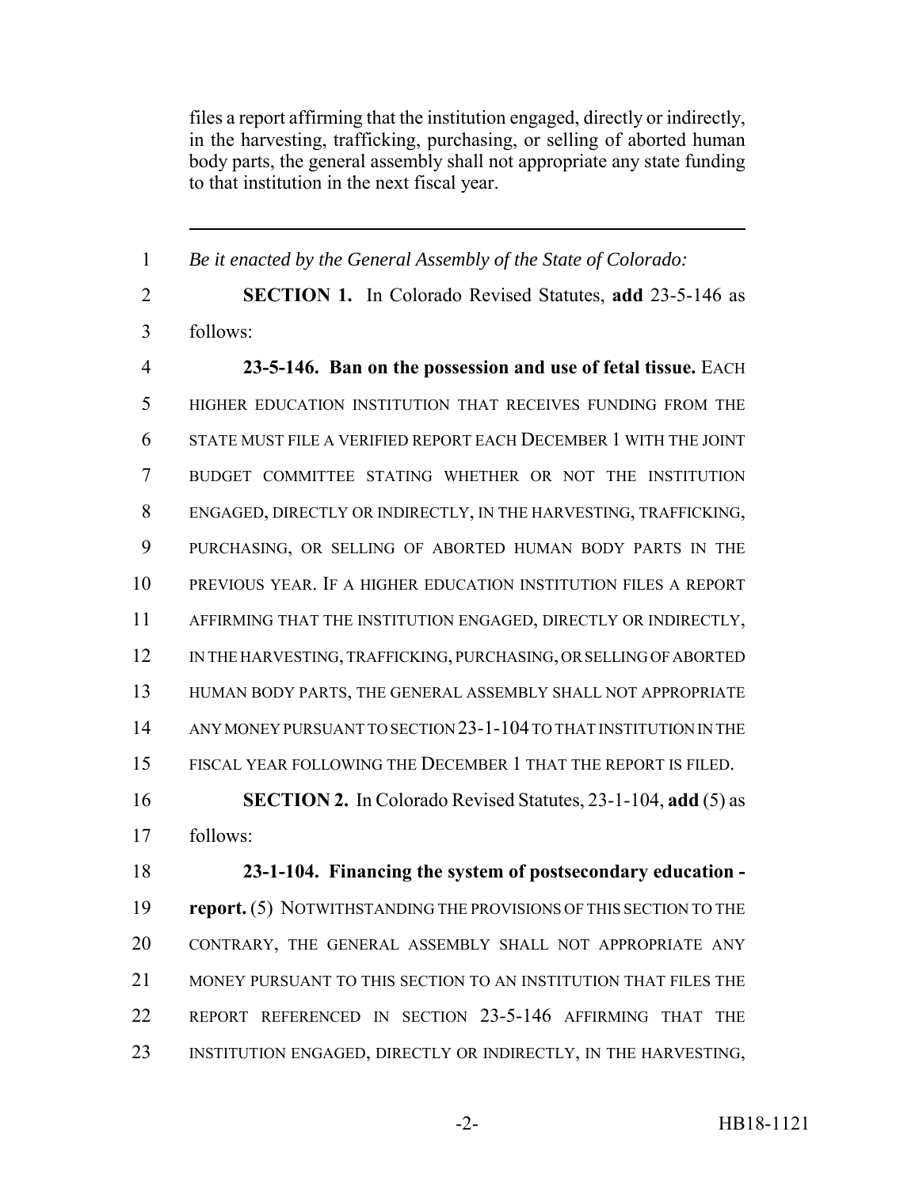files a report affirming that the institution engaged, directly or indirectly, in the harvesting, trafficking, purchasing, or selling of aborted human body parts, the general assembly shall not appropriate any state funding to that institution in the next fiscal year.

---

1 *Be it enacted by the General Assembly of the State of Colorado:*

2 **SECTION 1.** In Colorado Revised Statutes, **add** 23-5-146 as
3 follows:

4 **23-5-146. Ban on the possession and use of fetal tissue.** EACH
5 HIGHER EDUCATION INSTITUTION THAT RECEIVES FUNDING FROM THE
6 STATE MUST FILE A VERIFIED REPORT EACH DECEMBER 1 WITH THE JOINT
7 BUDGET COMMITTEE STATING WHETHER OR NOT THE INSTITUTION
8 ENGAGED, DIRECTLY OR INDIRECTLY, IN THE HARVESTING, TRAFFICKING,
9 PURCHASING, OR SELLING OF ABORTED HUMAN BODY PARTS IN THE
10 PREVIOUS YEAR. IF A HIGHER EDUCATION INSTITUTION FILES A REPORT
11 AFFIRMING THAT THE INSTITUTION ENGAGED, DIRECTLY OR INDIRECTLY,
12 IN THE HARVESTING, TRAFFICKING, PURCHASING, OR SELLING OF ABORTED
13 HUMAN BODY PARTS, THE GENERAL ASSEMBLY SHALL NOT APPROPRIATE
14 ANY MONEY PURSUANT TO SECTION 23-1-104 TO THAT INSTITUTION IN THE
15 FISCAL YEAR FOLLOWING THE DECEMBER 1 THAT THE REPORT IS FILED.

16 **SECTION 2.** In Colorado Revised Statutes, 23-1-104, **add** (5) as
17 follows:

18 **23-1-104. Financing the system of postsecondary education -**
19 **report.** (5) NOTWITHSTANDING THE PROVISIONS OF THIS SECTION TO THE
20 CONTRARY, THE GENERAL ASSEMBLY SHALL NOT APPROPRIATE ANY
21 MONEY PURSUANT TO THIS SECTION TO AN INSTITUTION THAT FILES THE
22 REPORT REFERENCED IN SECTION 23-5-146 AFFIRMING THAT THE
23 INSTITUTION ENGAGED, DIRECTLY OR INDIRECTLY, IN THE HARVESTING,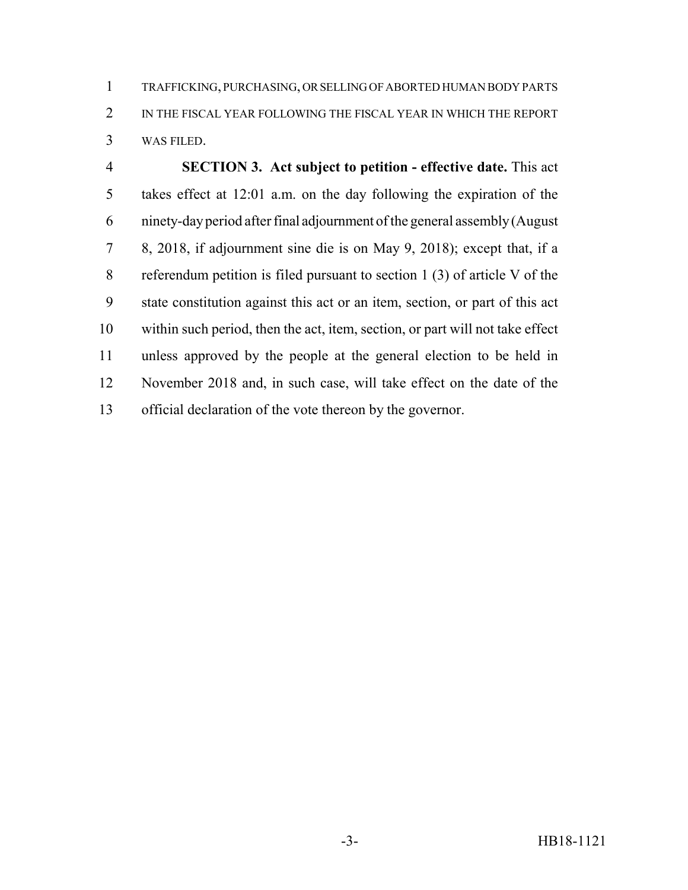TRAFFICKING, PURCHASING, OR SELLING OF ABORTED HUMAN BODY PARTS IN THE FISCAL YEAR FOLLOWING THE FISCAL YEAR IN WHICH THE REPORT WAS FILED.

**SECTION 3. Act subject to petition - effective date.** This act takes effect at 12:01 a.m. on the day following the expiration of the ninety-day period after final adjournment of the general assembly (August 8, 2018, if adjournment sine die is on May 9, 2018); except that, if a referendum petition is filed pursuant to section 1 (3) of article V of the state constitution against this act or an item, section, or part of this act within such period, then the act, item, section, or part will not take effect unless approved by the people at the general election to be held in November 2018 and, in such case, will take effect on the date of the official declaration of the vote thereon by the governor.